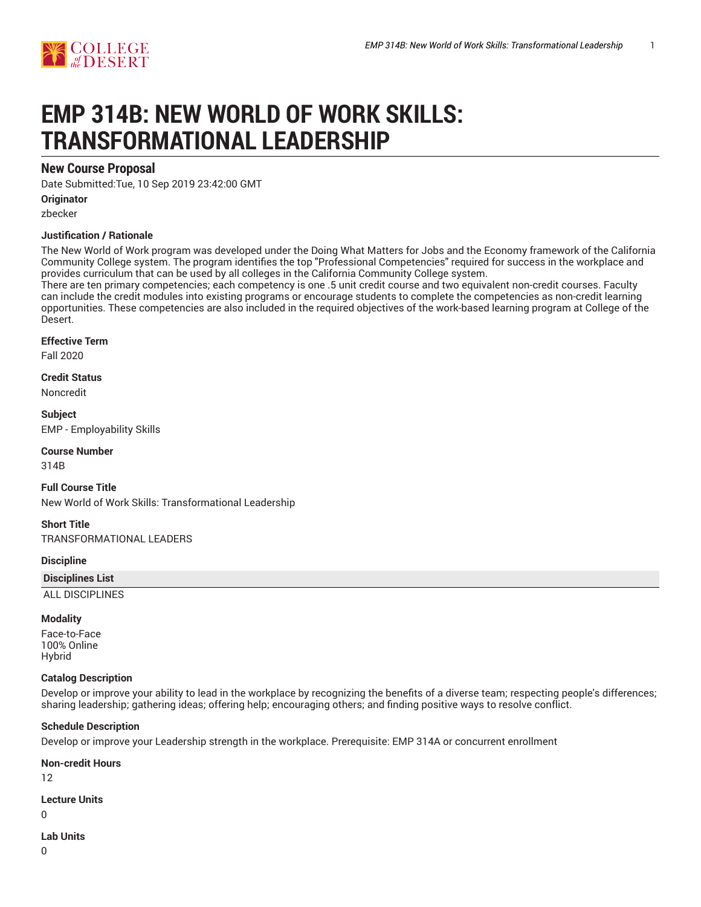# EMP 314B: NEW WORLD OF WORK SKILLS: TRANSFORMATIONAL LEADERSHIP

## New Course Proposal

Date Submitted:Tue, 10 Sep 2019 23:42:00 GMT

**Originator**

zbecker

**Justification / Rationale**

The New World of Work program was developed under the Doing What Matters for Jobs and the Economy framework of the California Community College system. The program identifies the top "Professional Competencies" required for success in the workplace and provides curriculum that can be used by all colleges in the California Community College system.
There are ten primary competencies; each competency is one .5 unit credit course and two equivalent non-credit courses. Faculty can include the credit modules into existing programs or encourage students to complete the competencies as non-credit learning opportunities. These competencies are also included in the required objectives of the work-based learning program at College of the Desert.

**Effective Term**

Fall 2020

**Credit Status**

Noncredit

**Subject**

EMP - Employability Skills

**Course Number**

314B

**Full Course Title**

New World of Work Skills: Transformational Leadership

**Short Title**

TRANSFORMATIONAL LEADERS

**Discipline**

| Disciplines List |
|---|
| ALL DISCIPLINES |

**Modality**

Face-to-Face
100% Online
Hybrid

**Catalog Description**

Develop or improve your ability to lead in the workplace by recognizing the benefits of a diverse team; respecting people's differences; sharing leadership; gathering ideas; offering help; encouraging others; and finding positive ways to resolve conflict.

**Schedule Description**

Develop or improve your Leadership strength in the workplace. Prerequisite: EMP 314A or concurrent enrollment

**Non-credit Hours**

12

**Lecture Units**

0

**Lab Units**

0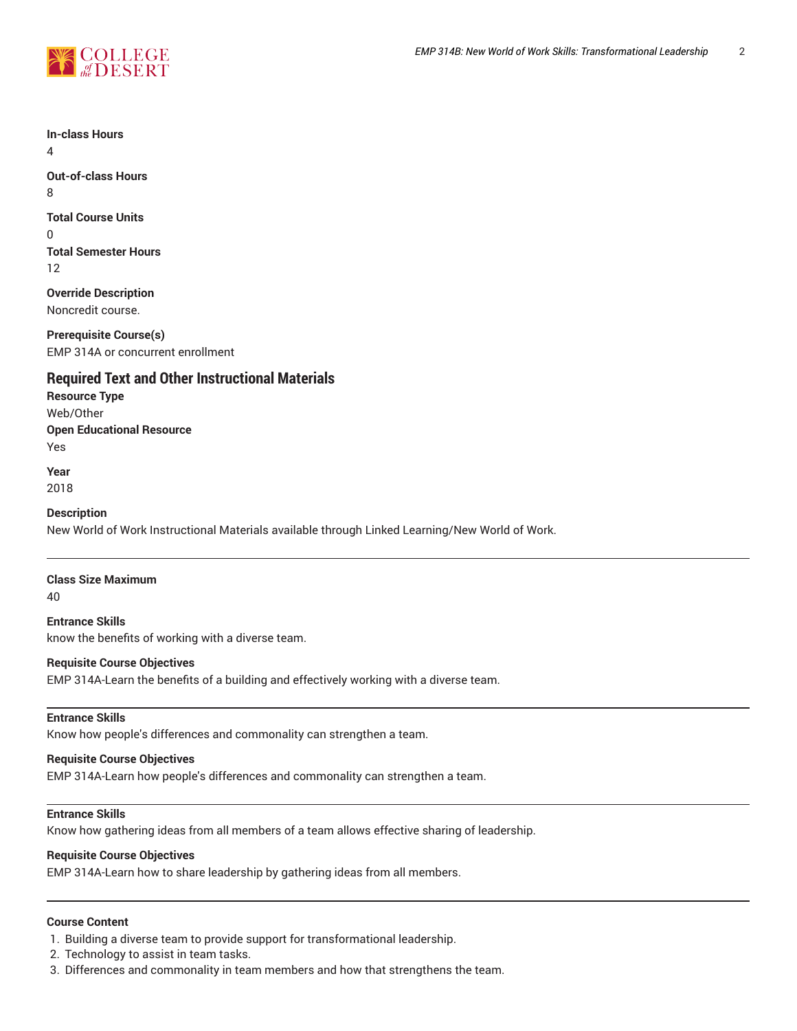**In-class Hours**
4

**Out-of-class Hours**
8

**Total Course Units**
0

**Total Semester Hours**
12

**Override Description**
Noncredit course.

**Prerequisite Course(s)**
EMP 314A or concurrent enrollment

## Required Text and Other Instructional Materials

**Resource Type**
Web/Other

**Open Educational Resource**
Yes

**Year**
2018

**Description**
New World of Work Instructional Materials available through Linked Learning/New World of Work.

---

**Class Size Maximum**
40

**Entrance Skills**
know the benefits of working with a diverse team.

**Requisite Course Objectives**
EMP 314A-Learn the benefits of a building and effectively working with a diverse team.

---

**Entrance Skills**
Know how people's differences and commonality can strengthen a team.

**Requisite Course Objectives**
EMP 314A-Learn how people's differences and commonality can strengthen a team.

---

**Entrance Skills**
Know how gathering ideas from all members of a team allows effective sharing of leadership.

**Requisite Course Objectives**
EMP 314A-Learn how to share leadership by gathering ideas from all members.

---

**Course Content**

1. Building a diverse team to provide support for transformational leadership.
2. Technology to assist in team tasks.
3. Differences and commonality in team members and how that strengthens the team.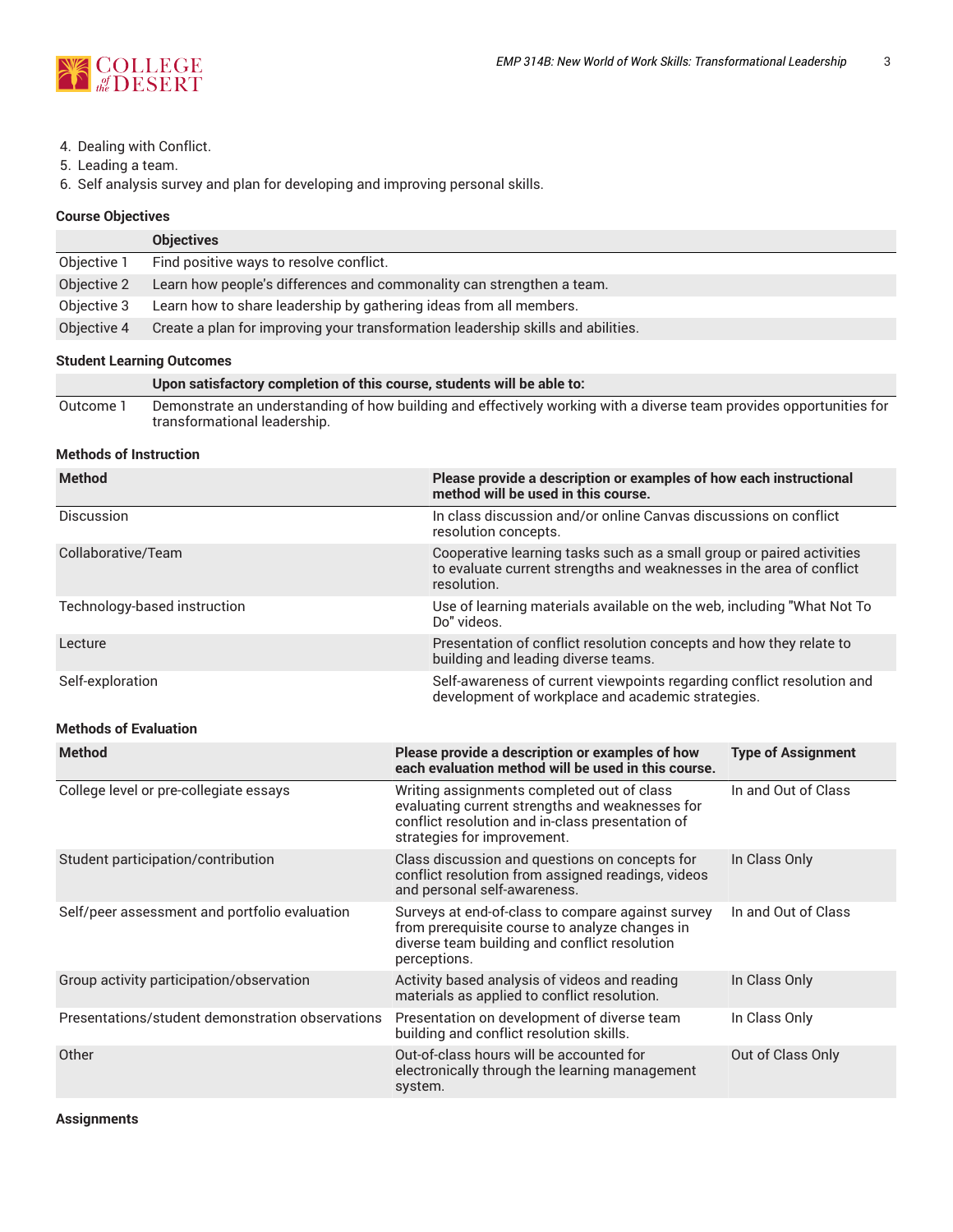4. Dealing with Conflict.
5. Leading a team.
6. Self analysis survey and plan for developing and improving personal skills.

### Course Objectives

| | Objectives |
|---|---|
| Objective 1 | Find positive ways to resolve conflict. |
| Objective 2 | Learn how people's differences and commonality can strengthen a team. |
| Objective 3 | Learn how to share leadership by gathering ideas from all members. |
| Objective 4 | Create a plan for improving your transformation leadership skills and abilities. |

### Student Learning Outcomes

| | Upon satisfactory completion of this course, students will be able to: |
|---|---|
| Outcome 1 | Demonstrate an understanding of how building and effectively working with a diverse team provides opportunities for transformational leadership. |

### Methods of Instruction

| Method | Please provide a description or examples of how each instructional method will be used in this course. |
|---|---|
| Discussion | In class discussion and/or online Canvas discussions on conflict resolution concepts. |
| Collaborative/Team | Cooperative learning tasks such as a small group or paired activities to evaluate current strengths and weaknesses in the area of conflict resolution. |
| Technology-based instruction | Use of learning materials available on the web, including "What Not To Do" videos. |
| Lecture | Presentation of conflict resolution concepts and how they relate to building and leading diverse teams. |
| Self-exploration | Self-awareness of current viewpoints regarding conflict resolution and development of workplace and academic strategies. |

### Methods of Evaluation

| Method | Please provide a description or examples of how each evaluation method will be used in this course. | Type of Assignment |
|---|---|---|
| College level or pre-collegiate essays | Writing assignments completed out of class evaluating current strengths and weaknesses for conflict resolution and in-class presentation of strategies for improvement. | In and Out of Class |
| Student participation/contribution | Class discussion and questions on concepts for conflict resolution from assigned readings, videos and personal self-awareness. | In Class Only |
| Self/peer assessment and portfolio evaluation | Surveys at end-of-class to compare against survey from prerequisite course to analyze changes in diverse team building and conflict resolution perceptions. | In and Out of Class |
| Group activity participation/observation | Activity based analysis of videos and reading materials as applied to conflict resolution. | In Class Only |
| Presentations/student demonstration observations | Presentation on development of diverse team building and conflict resolution skills. | In Class Only |
| Other | Out-of-class hours will be accounted for electronically through the learning management system. | Out of Class Only |

### Assignments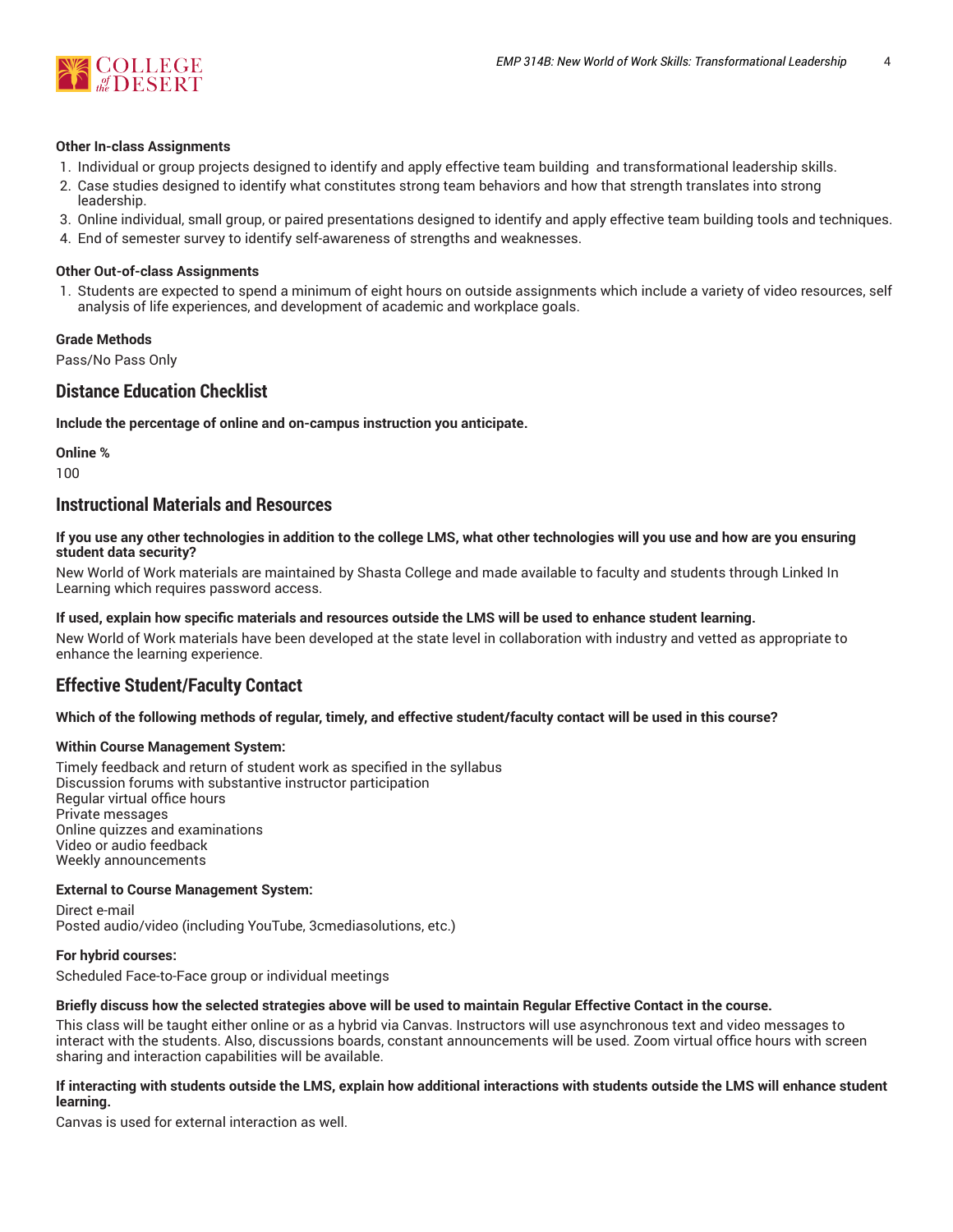**Other In-class Assignments**

1. Individual or group projects designed to identify and apply effective team building  and transformational leadership skills.
2. Case studies designed to identify what constitutes strong team behaviors and how that strength translates into strong leadership.
3. Online individual, small group, or paired presentations designed to identify and apply effective team building tools and techniques.
4. End of semester survey to identify self-awareness of strengths and weaknesses.

**Other Out-of-class Assignments**

1. Students are expected to spend a minimum of eight hours on outside assignments which include a variety of video resources, self analysis of life experiences, and development of academic and workplace goals.

**Grade Methods**

Pass/No Pass Only

## Distance Education Checklist

**Include the percentage of online and on-campus instruction you anticipate.**

**Online %**

100

## Instructional Materials and Resources

**If you use any other technologies in addition to the college LMS, what other technologies will you use and how are you ensuring student data security?**

New World of Work materials are maintained by Shasta College and made available to faculty and students through Linked In Learning which requires password access.

**If used, explain how specific materials and resources outside the LMS will be used to enhance student learning.**

New World of Work materials have been developed at the state level in collaboration with industry and vetted as appropriate to enhance the learning experience.

## Effective Student/Faculty Contact

**Which of the following methods of regular, timely, and effective student/faculty contact will be used in this course?**

**Within Course Management System:**

Timely feedback and return of student work as specified in the syllabus
Discussion forums with substantive instructor participation
Regular virtual office hours
Private messages
Online quizzes and examinations
Video or audio feedback
Weekly announcements

**External to Course Management System:**

Direct e-mail
Posted audio/video (including YouTube, 3cmediasolutions, etc.)

**For hybrid courses:**

Scheduled Face-to-Face group or individual meetings

**Briefly discuss how the selected strategies above will be used to maintain Regular Effective Contact in the course.**

This class will be taught either online or as a hybrid via Canvas. Instructors will use asynchronous text and video messages to interact with the students. Also, discussions boards, constant announcements will be used. Zoom virtual office hours with screen sharing and interaction capabilities will be available.

**If interacting with students outside the LMS, explain how additional interactions with students outside the LMS will enhance student learning.**

Canvas is used for external interaction as well.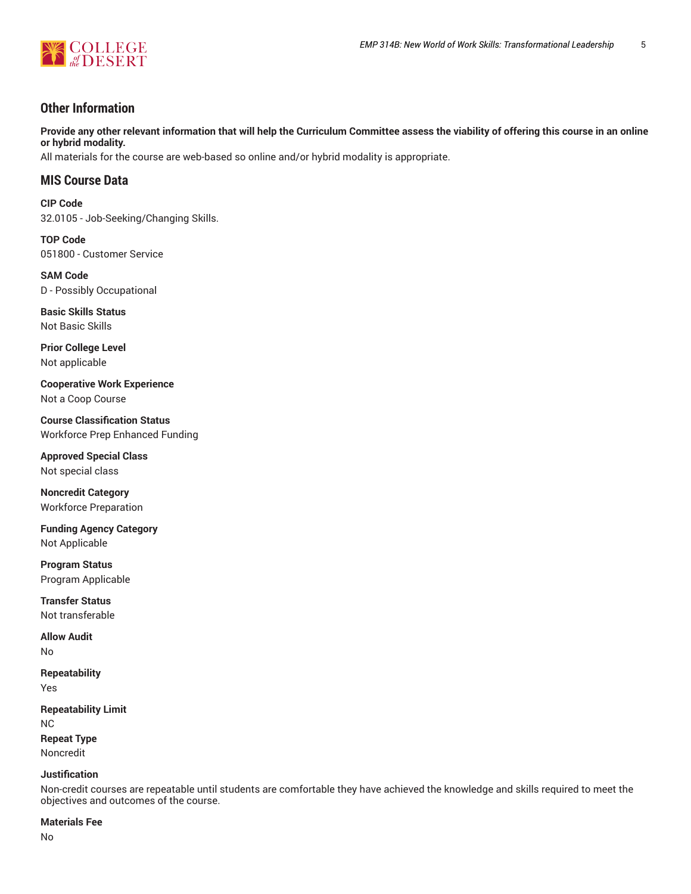## Other Information

**Provide any other relevant information that will help the Curriculum Committee assess the viability of offering this course in an online or hybrid modality.**

All materials for the course are web-based so online and/or hybrid modality is appropriate.

## MIS Course Data

**CIP Code**

32.0105 - Job-Seeking/Changing Skills.

**TOP Code**

051800 - Customer Service

**SAM Code**

D - Possibly Occupational

**Basic Skills Status**

Not Basic Skills

**Prior College Level**

Not applicable

**Cooperative Work Experience**

Not a Coop Course

**Course Classification Status**

Workforce Prep Enhanced Funding

**Approved Special Class**

Not special class

**Noncredit Category**

Workforce Preparation

**Funding Agency Category**

Not Applicable

**Program Status**

Program Applicable

**Transfer Status**

Not transferable

**Allow Audit**

No

**Repeatability**

Yes

**Repeatability Limit**

NC

**Repeat Type**

Noncredit

**Justification**

Non-credit courses are repeatable until students are comfortable they have achieved the knowledge and skills required to meet the objectives and outcomes of the course.

**Materials Fee**

No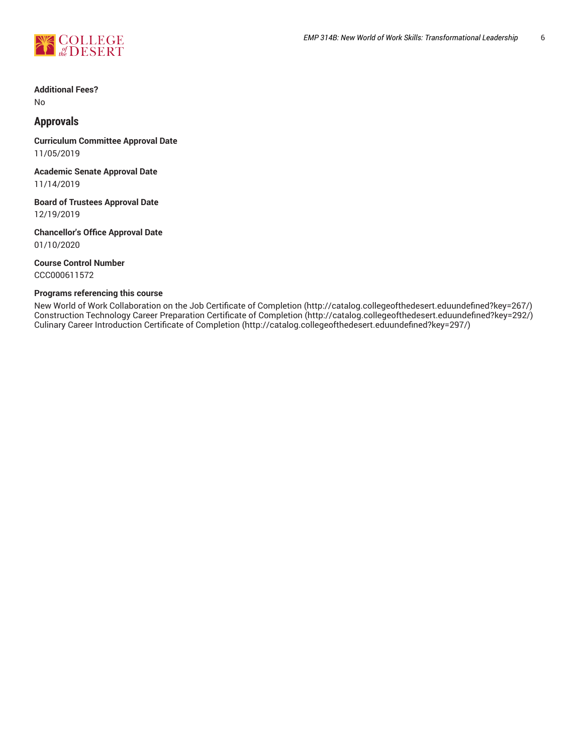**Additional Fees?**

No

## Approvals

**Curriculum Committee Approval Date**

11/05/2019

**Academic Senate Approval Date**

11/14/2019

**Board of Trustees Approval Date**

12/19/2019

**Chancellor's Office Approval Date**

01/10/2020

**Course Control Number**

CCC000611572

**Programs referencing this course**

New World of Work Collaboration on the Job Certificate of Completion (http://catalog.collegeofthedesert.eduundefined?key=267/)
Construction Technology Career Preparation Certificate of Completion (http://catalog.collegeofthedesert.eduundefined?key=292/)
Culinary Career Introduction Certificate of Completion (http://catalog.collegeofthedesert.eduundefined?key=297/)